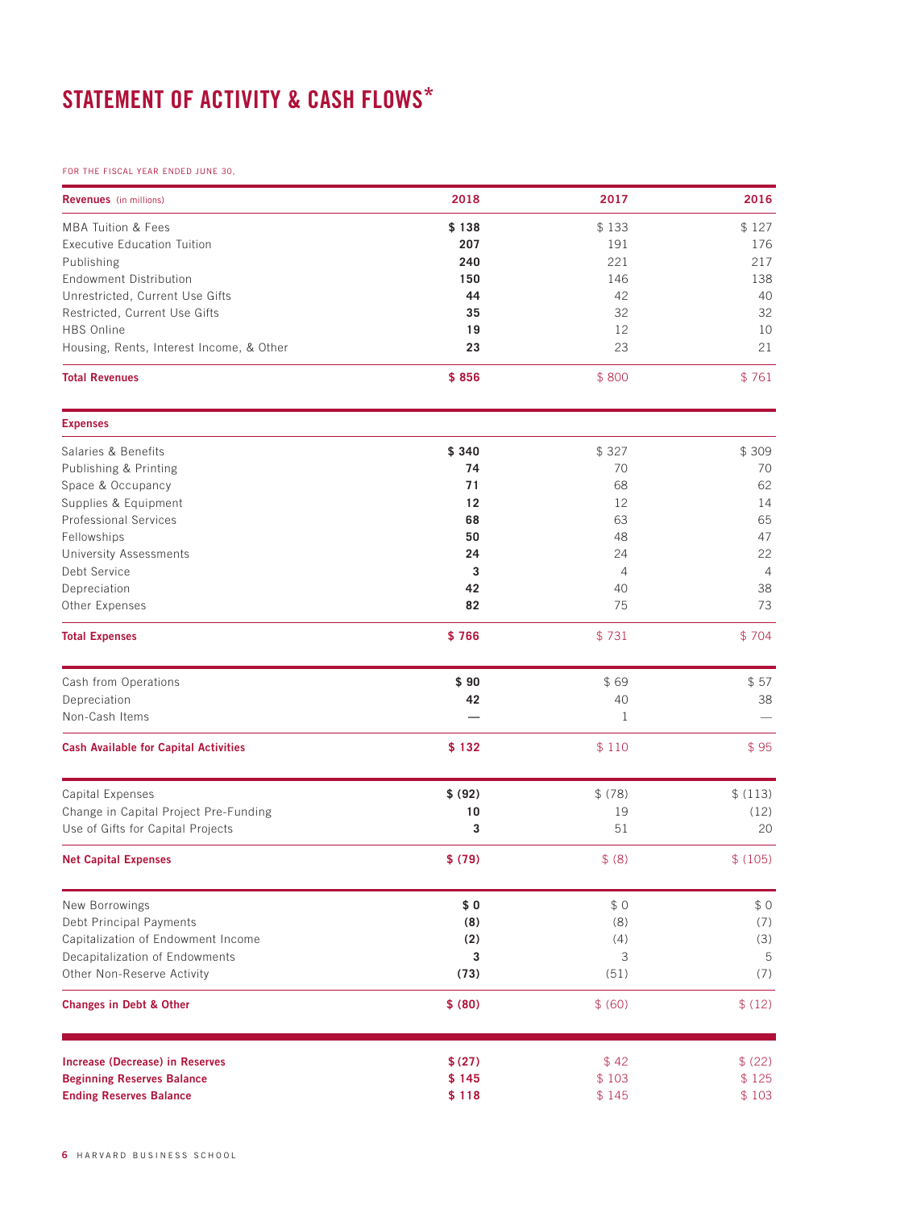# STATEMENT OF ACTIVITY & CASH FLOWS*

FOR THE FISCAL YEAR ENDED JUNE 30,

| **Revenues** (in millions) | **2018** | **2017** | **2016** |
|---|---|---|---|
| MBA Tuition & Fees | **$ 138** | $ 133 | $ 127 |
| Executive Education Tuition | **207** | 191 | 176 |
| Publishing | **240** | 221 | 217 |
| Endowment Distribution | **150** | 146 | 138 |
| Unrestricted, Current Use Gifts | **44** | 42 | 40 |
| Restricted, Current Use Gifts | **35** | 32 | 32 |
| HBS Online | **19** | 12 | 10 |
| Housing, Rents, Interest Income, & Other | **23** | 23 | 21 |
| **Total Revenues** | **$ 856** | $ 800 | $ 761 |
| **Expenses** | | | |
| Salaries & Benefits | **$ 340** | $ 327 | $ 309 |
| Publishing & Printing | **74** | 70 | 70 |
| Space & Occupancy | **71** | 68 | 62 |
| Supplies & Equipment | **12** | 12 | 14 |
| Professional Services | **68** | 63 | 65 |
| Fellowships | **50** | 48 | 47 |
| University Assessments | **24** | 24 | 22 |
| Debt Service | **3** | 4 | 4 |
| Depreciation | **42** | 40 | 38 |
| Other Expenses | **82** | 75 | 73 |
| **Total Expenses** | **$ 766** | $ 731 | $ 704 |
| Cash from Operations | **$ 90** | $ 69 | $ 57 |
| Depreciation | **42** | 40 | 38 |
| Non-Cash Items | **—** | 1 | — |
| **Cash Available for Capital Activities** | **$ 132** | $ 110 | $ 95 |
| Capital Expenses | **$ (92)** | $ (78) | $ (113) |
| Change in Capital Project Pre-Funding | **10** | 19 | (12) |
| Use of Gifts for Capital Projects | **3** | 51 | 20 |
| **Net Capital Expenses** | **$ (79)** | $ (8) | $ (105) |
| New Borrowings | **$ 0** | $ 0 | $ 0 |
| Debt Principal Payments | **(8)** | (8) | (7) |
| Capitalization of Endowment Income | **(2)** | (4) | (3) |
| Decapitalization of Endowments | **3** | 3 | 5 |
| Other Non-Reserve Activity | **(73)** | (51) | (7) |
| **Changes in Debt & Other** | **$ (80)** | $ (60) | $ (12) |
| **Increase (Decrease) in Reserves** | **$ (27)** | $ 42 | $ (22) |
| **Beginning Reserves Balance** | **$ 145** | $ 103 | $ 125 |
| **Ending Reserves Balance** | **$ 118** | $ 145 | $ 103 |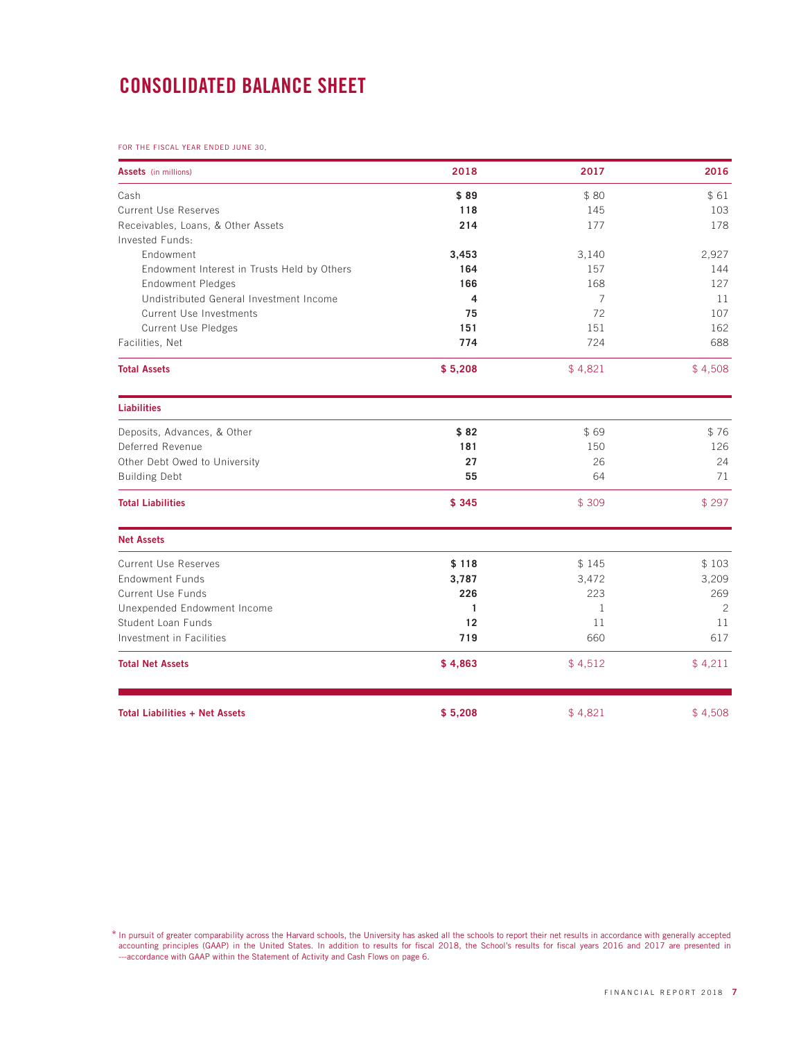# CONSOLIDATED BALANCE SHEET

FOR THE FISCAL YEAR ENDED JUNE 30,

| **Assets** (in millions) | 2018 | 2017 | 2016 |
|---|---|---|---|
| Cash | **$ 89** | $ 80 | $ 61 |
| Current Use Reserves | **118** | 145 | 103 |
| Receivables, Loans, & Other Assets | **214** | 177 | 178 |
| Invested Funds: | | | |
| Endowment | **3,453** | 3,140 | 2,927 |
| Endowment Interest in Trusts Held by Others | **164** | 157 | 144 |
| Endowment Pledges | **166** | 168 | 127 |
| Undistributed General Investment Income | **4** | 7 | 11 |
| Current Use Investments | **75** | 72 | 107 |
| Current Use Pledges | **151** | 151 | 162 |
| Facilities, Net | **774** | 724 | 688 |
| **Total Assets** | **$ 5,208** | $ 4,821 | $ 4,508 |

| **Liabilities** | | | |
|---|---|---|---|
| Deposits, Advances, & Other | **$ 82** | $ 69 | $ 76 |
| Deferred Revenue | **181** | 150 | 126 |
| Other Debt Owed to University | **27** | 26 | 24 |
| Building Debt | **55** | 64 | 71 |
| **Total Liabilities** | **$ 345** | $ 309 | $ 297 |

| **Net Assets** | | | |
|---|---|---|---|
| Current Use Reserves | **$ 118** | $ 145 | $ 103 |
| Endowment Funds | **3,787** | 3,472 | 3,209 |
| Current Use Funds | **226** | 223 | 269 |
| Unexpended Endowment Income | **1** | 1 | 2 |
| Student Loan Funds | **12** | 11 | 11 |
| Investment in Facilities | **719** | 660 | 617 |
| **Total Net Assets** | **$ 4,863** | $ 4,512 | $ 4,211 |
| **Total Liabilities + Net Assets** | **$ 5,208** | $ 4,821 | $ 4,508 |

* In pursuit of greater comparability across the Harvard schools, the University has asked all the schools to report their net results in accordance with generally accepted accounting principles (GAAP) in the United States. In addition to results for fiscal 2018, the School's results for fiscal years 2016 and 2017 are presented in ---accordance with GAAP within the Statement of Activity and Cash Flows on page 6.